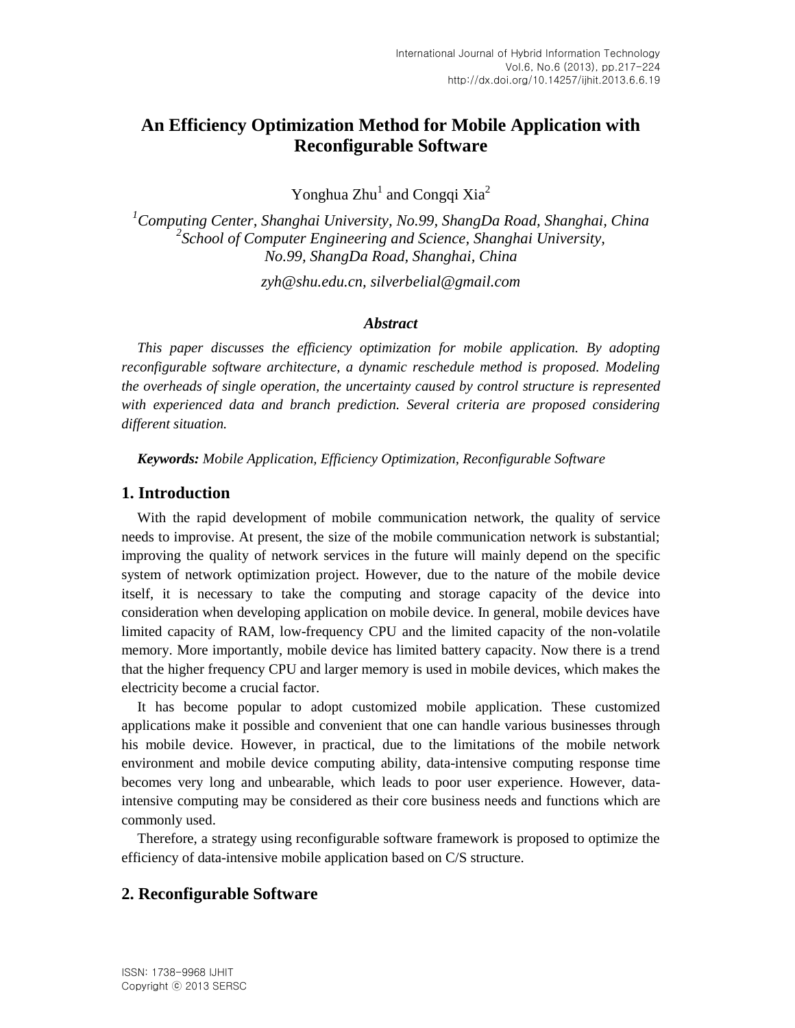# An Efficiency Optimization Method for Mobile Application with Reconfigurable Software

Yonghua Zhu[1] and Congqi Xia[2]

[1]*Computing Center, Shanghai University, No.99, ShangDa Road, Shanghai, China*
[2]*School of Computer Engineering and Science, Shanghai University, No.99, ShangDa Road, Shanghai, China*

*zyh@shu.edu.cn, silverbelial@gmail.com*

### *Abstract*

*This paper discusses the efficiency optimization for mobile application. By adopting reconfigurable software architecture, a dynamic reschedule method is proposed. Modeling the overheads of single operation, the uncertainty caused by control structure is represented with experienced data and branch prediction. Several criteria are proposed considering different situation.*

***Keywords:** Mobile Application, Efficiency Optimization, Reconfigurable Software*

## 1. Introduction

With the rapid development of mobile communication network, the quality of service needs to improvise. At present, the size of the mobile communication network is substantial; improving the quality of network services in the future will mainly depend on the specific system of network optimization project. However, due to the nature of the mobile device itself, it is necessary to take the computing and storage capacity of the device into consideration when developing application on mobile device. In general, mobile devices have limited capacity of RAM, low-frequency CPU and the limited capacity of the non-volatile memory. More importantly, mobile device has limited battery capacity. Now there is a trend that the higher frequency CPU and larger memory is used in mobile devices, which makes the electricity become a crucial factor.

It has become popular to adopt customized mobile application. These customized applications make it possible and convenient that one can handle various businesses through his mobile device. However, in practical, due to the limitations of the mobile network environment and mobile device computing ability, data-intensive computing response time becomes very long and unbearable, which leads to poor user experience. However, data-intensive computing may be considered as their core business needs and functions which are commonly used.

Therefore, a strategy using reconfigurable software framework is proposed to optimize the efficiency of data-intensive mobile application based on C/S structure.

## 2. Reconfigurable Software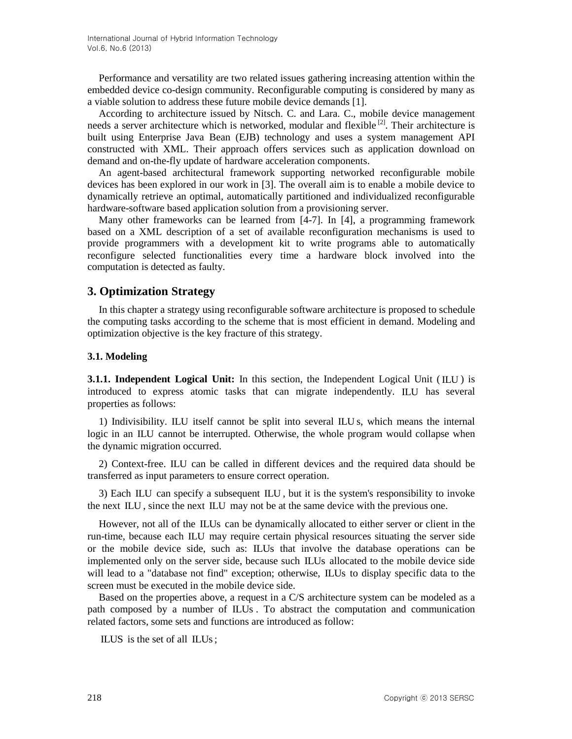Performance and versatility are two related issues gathering increasing attention within the embedded device co-design community. Reconfigurable computing is considered by many as a viable solution to address these future mobile device demands [1].

According to architecture issued by Nitsch. C. and Lara. C., mobile device management needs a server architecture which is networked, modular and flexible [2]. Their architecture is built using Enterprise Java Bean (EJB) technology and uses a system management API constructed with XML. Their approach offers services such as application download on demand and on-the-fly update of hardware acceleration components.

An agent-based architectural framework supporting networked reconfigurable mobile devices has been explored in our work in [3]. The overall aim is to enable a mobile device to dynamically retrieve an optimal, automatically partitioned and individualized reconfigurable hardware-software based application solution from a provisioning server.

Many other frameworks can be learned from [4-7]. In [4], a programming framework based on a XML description of a set of available reconfiguration mechanisms is used to provide programmers with a development kit to write programs able to automatically reconfigure selected functionalities every time a hardware block involved into the computation is detected as faulty.

## 3. Optimization Strategy

In this chapter a strategy using reconfigurable software architecture is proposed to schedule the computing tasks according to the scheme that is most efficient in demand. Modeling and optimization objective is the key fracture of this strategy.

### 3.1. Modeling

**3.1.1. Independent Logical Unit:** In this section, the Independent Logical Unit ( $ILU$ ) is introduced to express atomic tasks that can migrate independently. $ILU$ has several properties as follows:

1) Indivisibility. $ILU$ itself cannot be split into several $ILU$ s, which means the internal logic in an $ILU$ cannot be interrupted. Otherwise, the whole program would collapse when the dynamic migration occurred.

2) Context-free. $ILU$ can be called in different devices and the required data should be transferred as input parameters to ensure correct operation.

3) Each $ILU$ can specify a subsequent $ILU$ , but it is the system's responsibility to invoke the next $ILU$ , since the next $ILU$ may not be at the same device with the previous one.

However, not all of the $ILUs$ can be dynamically allocated to either server or client in the run-time, because each $ILU$ may require certain physical resources situating the server side or the mobile device side, such as: $ILUs$ that involve the database operations can be implemented only on the server side, because such $ILUs$ allocated to the mobile device side will lead to a "database not find" exception; otherwise, $ILUs$ to display specific data to the screen must be executed in the mobile device side.

Based on the properties above, a request in a C/S architecture system can be modeled as a path composed by a number of $ILUs$ . To abstract the computation and communication related factors, some sets and functions are introduced as follow:

$ILUS$ is the set of all $ILUs$ ;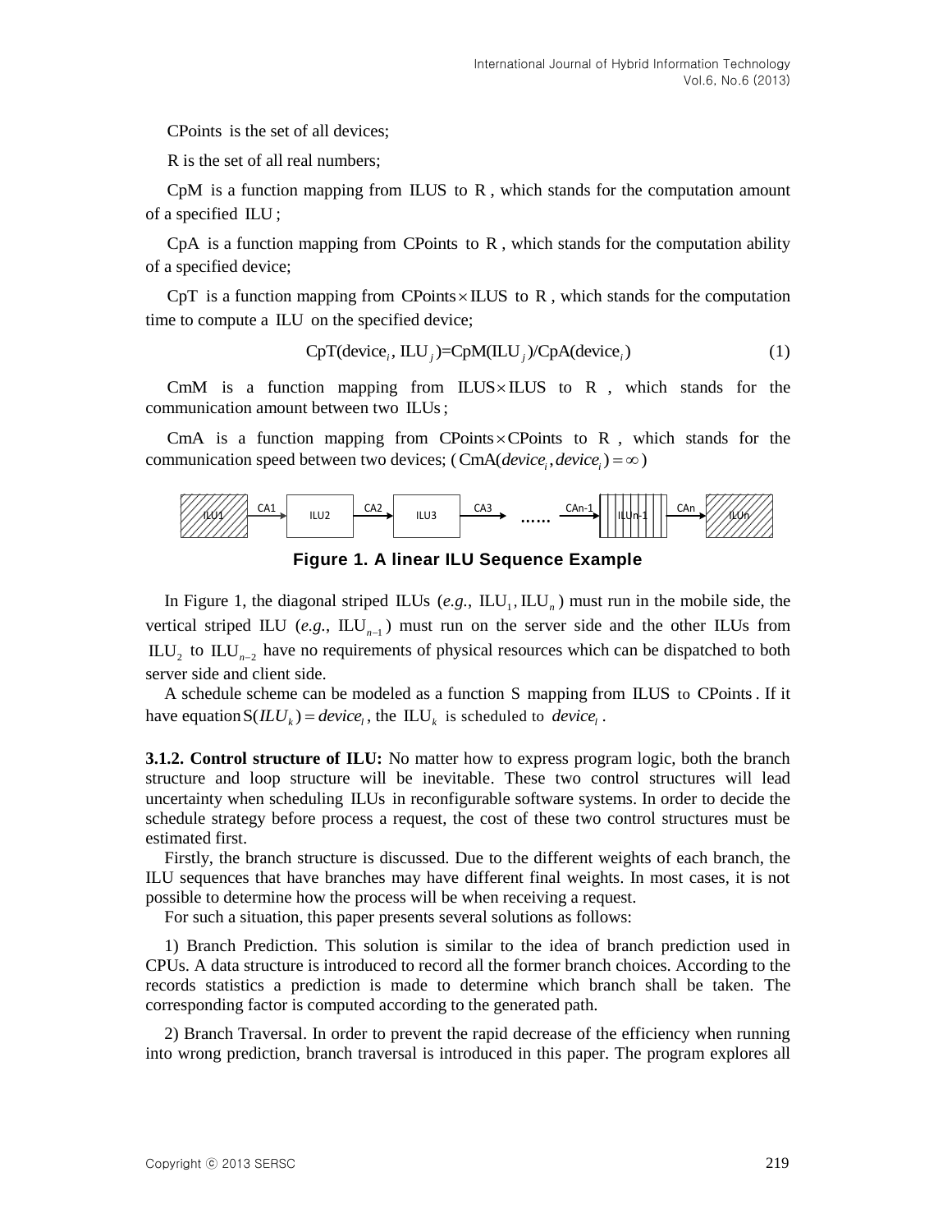CPoints is the set of all devices;

R is the set of all real numbers;

CpM is a function mapping from ILUS to R, which stands for the computation amount of a specified ILU;

CpA is a function mapping from CPoints to R, which stands for the computation ability of a specified device;

CpT is a function mapping from $\mathrm{CPoints} \times \mathrm{ILUS}$ to R, which stands for the computation time to compute a ILU on the specified device;

$$\mathrm{CpT}(\mathrm{device}_i, \mathrm{ILU}_j)=\mathrm{CpM}(\mathrm{ILU}_j)/\mathrm{CpA}(\mathrm{device}_i) \tag{1}$$

CmM is a function mapping from $\mathrm{ILUS} \times \mathrm{ILUS}$ to R, which stands for the communication amount between two ILUs;

CmA is a function mapping from $\mathrm{CPoints} \times \mathrm{CPoints}$ to R, which stands for the communication speed between two devices; ($\mathrm{CmA}(device_i, device_i) = \infty$)

Figure 1. A linear ILU Sequence Example

In Figure 1, the diagonal striped ILUs (*e.g.*, $\mathrm{ILU}_1, \mathrm{ILU}_n$) must run in the mobile side, the vertical striped ILU (*e.g.*, $\mathrm{ILU}_{n-1}$) must run on the server side and the other ILUs from $\mathrm{ILU}_2$ to $\mathrm{ILU}_{n-2}$ have no requirements of physical resources which can be dispatched to both server side and client side.

A schedule scheme can be modeled as a function S mapping from ILUS to CPoints. If it have equation $\mathrm{S}(ILU_k) = device_l$, the $\mathrm{ILU}_k$ is scheduled to $device_l$.

**3.1.2. Control structure of ILU:** No matter how to express program logic, both the branch structure and loop structure will be inevitable. These two control structures will lead uncertainty when scheduling ILUs in reconfigurable software systems. In order to decide the schedule strategy before process a request, the cost of these two control structures must be estimated first.

Firstly, the branch structure is discussed. Due to the different weights of each branch, the ILU sequences that have branches may have different final weights. In most cases, it is not possible to determine how the process will be when receiving a request.

For such a situation, this paper presents several solutions as follows:

1) Branch Prediction. This solution is similar to the idea of branch prediction used in CPUs. A data structure is introduced to record all the former branch choices. According to the records statistics a prediction is made to determine which branch shall be taken. The corresponding factor is computed according to the generated path.

2) Branch Traversal. In order to prevent the rapid decrease of the efficiency when running into wrong prediction, branch traversal is introduced in this paper. The program explores all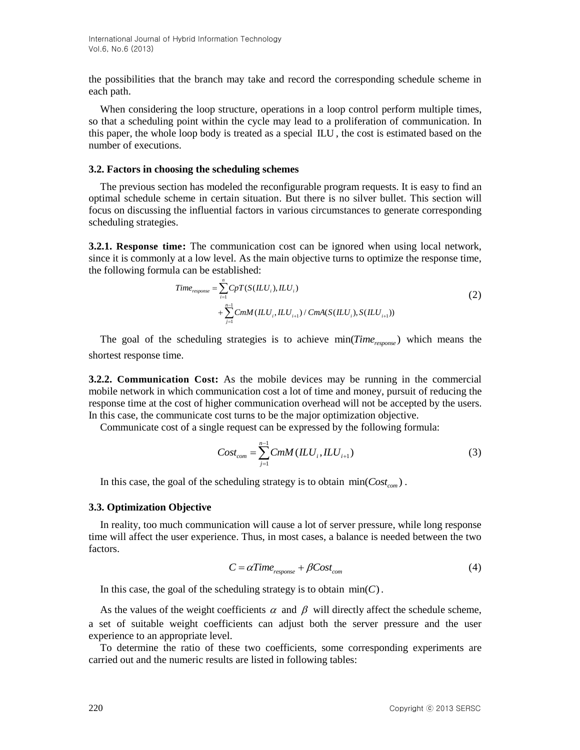the possibilities that the branch may take and record the corresponding schedule scheme in each path.

When considering the loop structure, operations in a loop control perform multiple times, so that a scheduling point within the cycle may lead to a proliferation of communication. In this paper, the whole loop body is treated as a special $ILU$, the cost is estimated based on the number of executions.

### 3.2. Factors in choosing the scheduling schemes

The previous section has modeled the reconfigurable program requests. It is easy to find an optimal schedule scheme in certain situation. But there is no silver bullet. This section will focus on discussing the influential factors in various circumstances to generate corresponding scheduling strategies.

**3.2.1. Response time:** The communication cost can be ignored when using local network, since it is commonly at a low level. As the main objective turns to optimize the response time, the following formula can be established:

$$Time_{response} = \sum_{i=1}^{n} CpT(S(ILU_i), ILU_i) + \sum_{j=1}^{n-1} CmM(ILU_i, ILU_{i+1}) / CmA(S(ILU_i), S(ILU_{i+1})) \tag{2}$$

The goal of the scheduling strategies is to achieve $\min(Time_{response})$ which means the shortest response time.

**3.2.2. Communication Cost:** As the mobile devices may be running in the commercial mobile network in which communication cost a lot of time and money, pursuit of reducing the response time at the cost of higher communication overhead will not be accepted by the users. In this case, the communicate cost turns to be the major optimization objective.

Communicate cost of a single request can be expressed by the following formula:

$$Cost_{com} = \sum_{j=1}^{n-1} CmM(ILU_i, ILU_{i+1}) \tag{3}$$

In this case, the goal of the scheduling strategy is to obtain $\min(Cost_{com})$.

### 3.3. Optimization Objective

In reality, too much communication will cause a lot of server pressure, while long response time will affect the user experience. Thus, in most cases, a balance is needed between the two factors.

$$C = \alpha Time_{response} + \beta Cost_{com} \tag{4}$$

In this case, the goal of the scheduling strategy is to obtain $\min(C)$.

As the values of the weight coefficients $\alpha$ and $\beta$ will directly affect the schedule scheme, a set of suitable weight coefficients can adjust both the server pressure and the user experience to an appropriate level.

To determine the ratio of these two coefficients, some corresponding experiments are carried out and the numeric results are listed in following tables: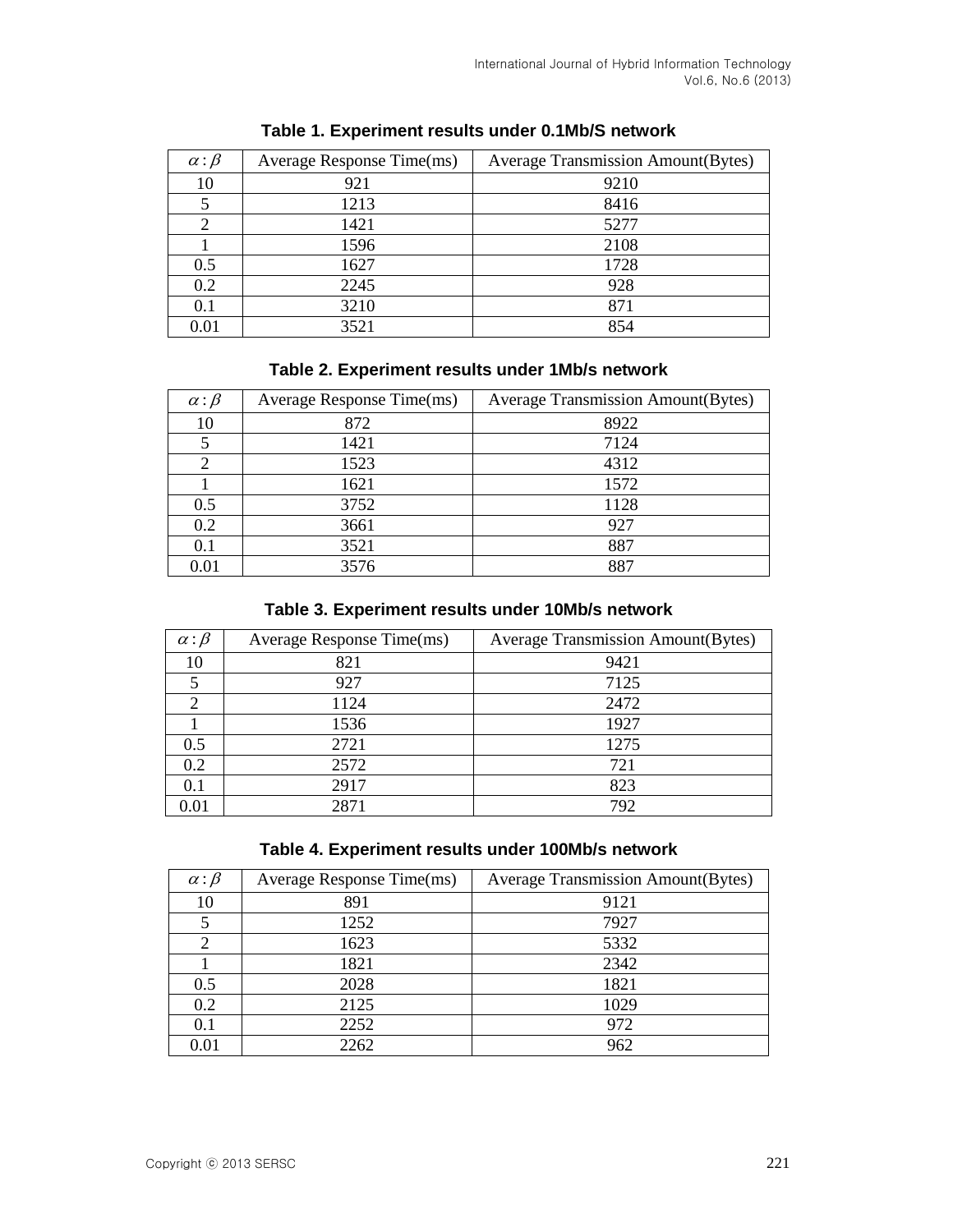**Table 1. Experiment results under 0.1Mb/S network**

| $\alpha : \beta$ | Average Response Time(ms) | Average Transmission Amount(Bytes) |
|---|---|---|
| 10 | 921 | 9210 |
| 5 | 1213 | 8416 |
| 2 | 1421 | 5277 |
| 1 | 1596 | 2108 |
| 0.5 | 1627 | 1728 |
| 0.2 | 2245 | 928 |
| 0.1 | 3210 | 871 |
| 0.01 | 3521 | 854 |

**Table 2. Experiment results under 1Mb/s network**

| $\alpha : \beta$ | Average Response Time(ms) | Average Transmission Amount(Bytes) |
|---|---|---|
| 10 | 872 | 8922 |
| 5 | 1421 | 7124 |
| 2 | 1523 | 4312 |
| 1 | 1621 | 1572 |
| 0.5 | 3752 | 1128 |
| 0.2 | 3661 | 927 |
| 0.1 | 3521 | 887 |
| 0.01 | 3576 | 887 |

**Table 3. Experiment results under 10Mb/s network**

| $\alpha : \beta$ | Average Response Time(ms) | Average Transmission Amount(Bytes) |
|---|---|---|
| 10 | 821 | 9421 |
| 5 | 927 | 7125 |
| 2 | 1124 | 2472 |
| 1 | 1536 | 1927 |
| 0.5 | 2721 | 1275 |
| 0.2 | 2572 | 721 |
| 0.1 | 2917 | 823 |
| 0.01 | 2871 | 792 |

**Table 4. Experiment results under 100Mb/s network**

| $\alpha : \beta$ | Average Response Time(ms) | Average Transmission Amount(Bytes) |
|---|---|---|
| 10 | 891 | 9121 |
| 5 | 1252 | 7927 |
| 2 | 1623 | 5332 |
| 1 | 1821 | 2342 |
| 0.5 | 2028 | 1821 |
| 0.2 | 2125 | 1029 |
| 0.1 | 2252 | 972 |
| 0.01 | 2262 | 962 |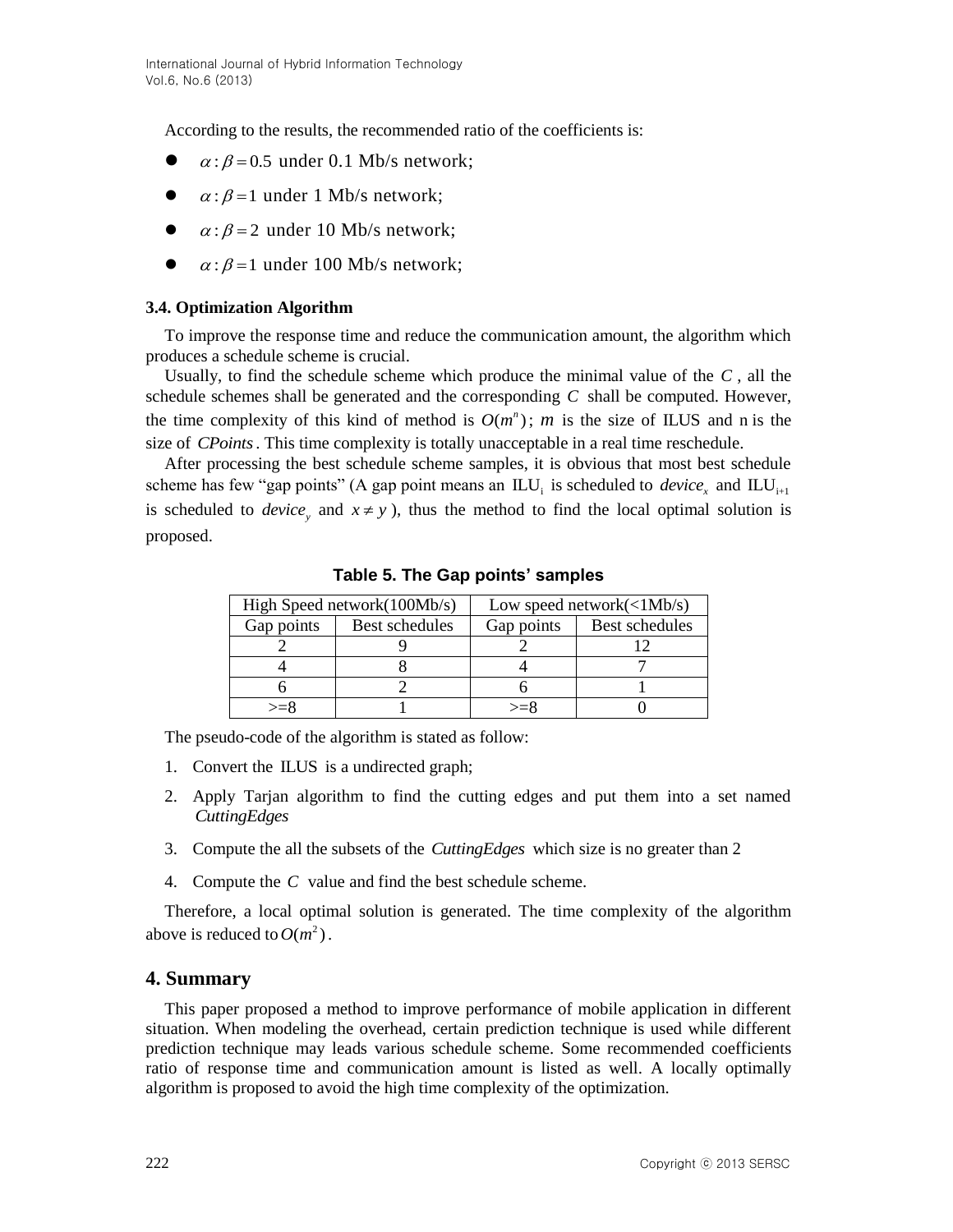According to the results, the recommended ratio of the coefficients is:

- $\alpha : \beta = 0.5$ under 0.1 Mb/s network;
- $\alpha : \beta = 1$ under 1 Mb/s network;
- $\alpha : \beta = 2$ under 10 Mb/s network;
- $\alpha : \beta = 1$ under 100 Mb/s network;

### 3.4. Optimization Algorithm

To improve the response time and reduce the communication amount, the algorithm which produces a schedule scheme is crucial.

Usually, to find the schedule scheme which produce the minimal value of the $C$, all the schedule schemes shall be generated and the corresponding $C$ shall be computed. However, the time complexity of this kind of method is $O(m^n)$; $m$ is the size of ILUS and $n$ is the size of $CPoints$. This time complexity is totally unacceptable in a real time reschedule.

After processing the best schedule scheme samples, it is obvious that most best schedule scheme has few "gap points" (A gap point means an $\mathrm{ILU}_i$ is scheduled to $device_x$ and $\mathrm{ILU}_{i+1}$ is scheduled to $device_y$ and $x \neq y$ ), thus the method to find the local optimal solution is proposed.

**Table 5. The Gap points' samples**

| High Speed network(100Mb/s) | | Low speed network(<1Mb/s) | |
|---|---|---|---|
| Gap points | Best schedules | Gap points | Best schedules |
| 2 | 9 | 2 | 12 |
| 4 | 8 | 4 | 7 |
| 6 | 2 | 6 | 1 |
| >=8 | 1 | >=8 | 0 |

The pseudo-code of the algorithm is stated as follow:

1. Convert the ILUS is a undirected graph;
2. Apply Tarjan algorithm to find the cutting edges and put them into a set named *CuttingEdges*
3. Compute the all the subsets of the *CuttingEdges* which size is no greater than 2
4. Compute the $C$ value and find the best schedule scheme.

Therefore, a local optimal solution is generated. The time complexity of the algorithm above is reduced to $O(m^2)$.

## 4. Summary

This paper proposed a method to improve performance of mobile application in different situation. When modeling the overhead, certain prediction technique is used while different prediction technique may leads various schedule scheme. Some recommended coefficients ratio of response time and communication amount is listed as well. A locally optimally algorithm is proposed to avoid the high time complexity of the optimization.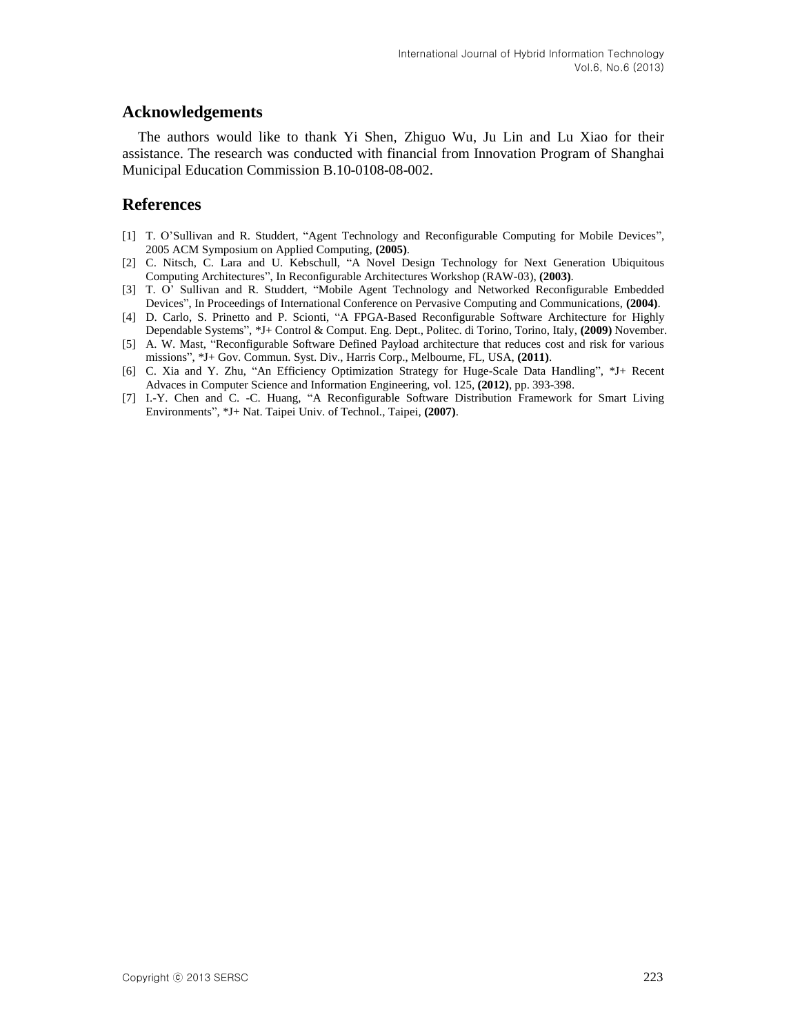## Acknowledgements

The authors would like to thank Yi Shen, Zhiguo Wu, Ju Lin and Lu Xiao for their assistance. The research was conducted with financial from Innovation Program of Shanghai Municipal Education Commission B.10-0108-08-002.

## References

[1] T. O'Sullivan and R. Studdert, "Agent Technology and Reconfigurable Computing for Mobile Devices", 2005 ACM Symposium on Applied Computing, **(2005)**.

[2] C. Nitsch, C. Lara and U. Kebschull, "A Novel Design Technology for Next Generation Ubiquitous Computing Architectures", In Reconfigurable Architectures Workshop (RAW-03), **(2003)**.

[3] T. O' Sullivan and R. Studdert, "Mobile Agent Technology and Networked Reconfigurable Embedded Devices", In Proceedings of International Conference on Pervasive Computing and Communications, **(2004)**.

[4] D. Carlo, S. Prinetto and P. Scionti, "A FPGA-Based Reconfigurable Software Architecture for Highly Dependable Systems", *J+ Control & Comput. Eng. Dept., Politec. di Torino, Torino, Italy, **(2009)** November.

[5] A. W. Mast, "Reconfigurable Software Defined Payload architecture that reduces cost and risk for various missions", *J+ Gov. Commun. Syst. Div., Harris Corp., Melbourne, FL, USA, **(2011)**.

[6] C. Xia and Y. Zhu, "An Efficiency Optimization Strategy for Huge-Scale Data Handling", *J+ Recent Advaces in Computer Science and Information Engineering, vol. 125, **(2012)**, pp. 393-398.

[7] I.-Y. Chen and C. -C. Huang, "A Reconfigurable Software Distribution Framework for Smart Living Environments", *J+ Nat. Taipei Univ. of Technol., Taipei, **(2007)**.